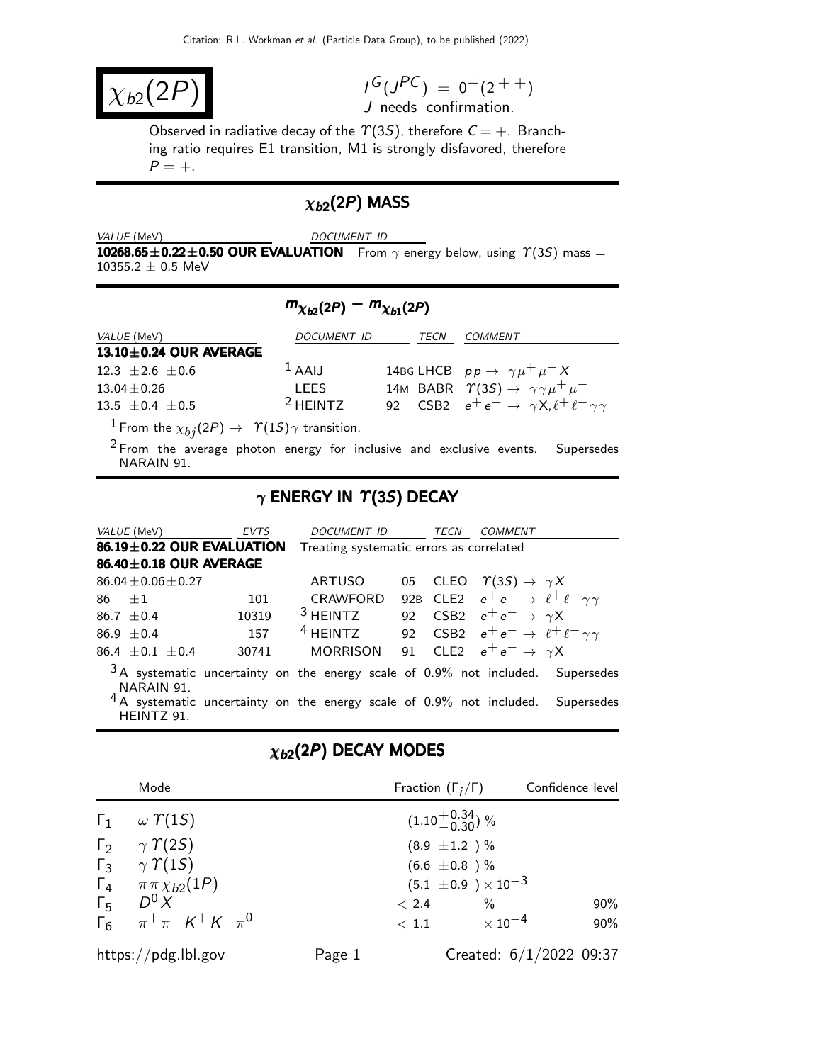# $\chi_{b2}(2P)$

$I^G(J^{PC}) = 0^+(2^{++})$
J needs confirmation.

Observed in radiative decay of the $\Upsilon(3S)$, therefore $C = +$. Branching ratio requires E1 transition, M1 is strongly disfavored, therefore $P = +$.

## $\chi_{b2}(2P)$ MASS

| VALUE (MeV) | DOCUMENT ID |
|---|---|
| **10268.65±0.22±0.50 OUR EVALUATION** | From $\gamma$ energy below, using $\Upsilon(3S)$ mass = 10355.2 ± 0.5 MeV |

## $m_{\chi_{b2}(2P)} - m_{\chi_{b1}(2P)}$

| VALUE (MeV) | DOCUMENT ID | | TECN | COMMENT |
|---|---|---|---|---|
| **13.10±0.24 OUR AVERAGE** | | | | |
| 12.3 ±2.6 ±0.6 | [1] AAIJ | 14BG | LHCB | $pp \to \gamma\mu^+\mu^- X$ |
| 13.04±0.26 | LEES | 14M | BABR | $\Upsilon(3S) \to \gamma\gamma\mu^+\mu^-$ |
| 13.5 ±0.4 ±0.5 | [2] HEINTZ | 92 | CSB2 | $e^+e^- \to \gamma X, \ell^+\ell^-\gamma\gamma$ |

[1] From the $\chi_{bj}(2P) \to \Upsilon(1S)\gamma$ transition.

[2] From the average photon energy for inclusive and exclusive events. Supersedes NARAIN 91.

## $\gamma$ ENERGY IN $\Upsilon(3S)$ DECAY

| VALUE (MeV) | EVTS | DOCUMENT ID | | TECN | COMMENT |
|---|---|---|---|---|---|
| **86.19±0.22 OUR EVALUATION** | | Treating systematic errors as correlated | | | |
| **86.40±0.18 OUR AVERAGE** | | | | | |
| 86.04±0.06±0.27 | | ARTUSO | 05 | CLEO | $\Upsilon(3S) \to \gamma X$ |
| 86 ±1 | 101 | CRAWFORD | 92B | CLE2 | $e^+e^- \to \ell^+\ell^-\gamma\gamma$ |
| 86.7 ±0.4 | 10319 | [3] HEINTZ | 92 | CSB2 | $e^+e^- \to \gamma X$ |
| 86.9 ±0.4 | 157 | [4] HEINTZ | 92 | CSB2 | $e^+e^- \to \ell^+\ell^-\gamma\gamma$ |
| 86.4 ±0.1 ±0.4 | 30741 | MORRISON | 91 | CLE2 | $e^+e^- \to \gamma X$ |

[3] A systematic uncertainty on the energy scale of 0.9% not included. Supersedes NARAIN 91.

[4] A systematic uncertainty on the energy scale of 0.9% not included. Supersedes HEINTZ 91.

## $\chi_{b2}(2P)$ DECAY MODES

| | Mode | Fraction ($\Gamma_i/\Gamma$) | Confidence level |
|---|---|---|---|
| $\Gamma_1$ | $\omega\Upsilon(1S)$ | $(1.10^{+0.34}_{-0.30})$ % | |
| $\Gamma_2$ | $\gamma\Upsilon(2S)$ | (8.9 ±1.2 ) % | |
| $\Gamma_3$ | $\gamma\Upsilon(1S)$ | (6.6 ±0.8 ) % | |
| $\Gamma_4$ | $\pi\pi\chi_{b2}(1P)$ | $(5.1 \pm 0.9) \times 10^{-3}$ | |
| $\Gamma_5$ | $D^0 X$ | < 2.4 % | 90% |
| $\Gamma_6$ | $\pi^+\pi^-K^+K^-\pi^0$ | $< 1.1 \times 10^{-4}$ | 90% |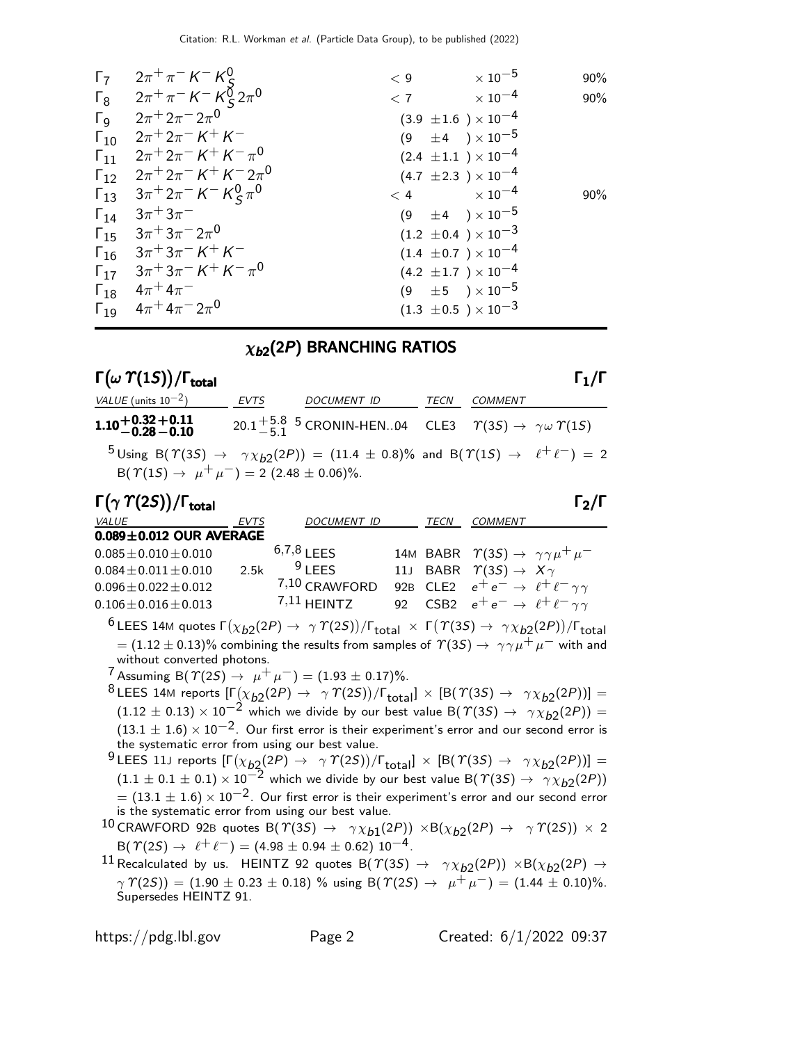| | Mode | Fraction | Confidence level |
|---|---|---|---|
| $\Gamma_7$ | $2\pi^+\pi^-K^-K^0_S$ | $< 9 \times 10^{-5}$ | 90% |
| $\Gamma_8$ | $2\pi^+\pi^-K^-K^0_S 2\pi^0$ | $< 7 \times 10^{-4}$ | 90% |
| $\Gamma_9$ | $2\pi^+2\pi^-2\pi^0$ | $(3.9 \pm 1.6) \times 10^{-4}$ | |
| $\Gamma_{10}$ | $2\pi^+2\pi^-K^+K^-$ | $(9 \pm 4) \times 10^{-5}$ | |
| $\Gamma_{11}$ | $2\pi^+2\pi^-K^+K^-\pi^0$ | $(2.4 \pm 1.1) \times 10^{-4}$ | |
| $\Gamma_{12}$ | $2\pi^+2\pi^-K^+K^-2\pi^0$ | $(4.7 \pm 2.3) \times 10^{-4}$ | |
| $\Gamma_{13}$ | $3\pi^+2\pi^-K^-K^0_S\pi^0$ | $< 4 \times 10^{-4}$ | 90% |
| $\Gamma_{14}$ | $3\pi^+3\pi^-$ | $(9 \pm 4) \times 10^{-5}$ | |
| $\Gamma_{15}$ | $3\pi^+3\pi^-2\pi^0$ | $(1.2 \pm 0.4) \times 10^{-3}$ | |
| $\Gamma_{16}$ | $3\pi^+3\pi^-K^+K^-$ | $(1.4 \pm 0.7) \times 10^{-4}$ | |
| $\Gamma_{17}$ | $3\pi^+3\pi^-K^+K^-\pi^0$ | $(4.2 \pm 1.7) \times 10^{-4}$ | |
| $\Gamma_{18}$ | $4\pi^+4\pi^-$ | $(9 \pm 5) \times 10^{-5}$ | |
| $\Gamma_{19}$ | $4\pi^+4\pi^-2\pi^0$ | $(1.3 \pm 0.5) \times 10^{-3}$ | |

## $\chi_{b2}(2P)$ BRANCHING RATIOS

### $\Gamma(\omega\Upsilon(1S))/\Gamma_{\text{total}}$ $\qquad\qquad$ $\Gamma_1/\Gamma$

| VALUE (units $10^{-2}$) | EVTS | DOCUMENT ID | TECN | COMMENT |
|---|---|---|---|---|
| $\mathbf{1.10^{+0.32}_{-0.28}{}^{+0.11}_{-0.10}}$ | $20.1^{+5.8}_{-5.1}$ | [5] CRONIN-HEN..04 | CLE3 | $\Upsilon(3S) \to \gamma\omega\Upsilon(1S)$ |

[5] Using B($\Upsilon(3S) \to \gamma\chi_{b2}(2P)$) = (11.4 ± 0.8)% and B($\Upsilon(1S) \to \ell^+\ell^-$) = 2 B($\Upsilon(1S) \to \mu^+\mu^-$) = 2 (2.48 ± 0.06)%.

### $\Gamma(\gamma\Upsilon(2S))/\Gamma_{\text{total}}$ $\qquad\qquad$ $\Gamma_2/\Gamma$

| VALUE | EVTS | DOCUMENT ID | | TECN | COMMENT |
|---|---|---|---|---|---|
| **0.089±0.012 OUR AVERAGE** | | | | | |
| 0.085±0.010±0.010 | | [6,7,8] LEES | 14M | BABR | $\Upsilon(3S) \to \gamma\gamma\mu^+\mu^-$ |
| 0.084±0.011±0.010 | 2.5k | [9] LEES | 11J | BABR | $\Upsilon(3S) \to X\gamma$ |
| 0.096±0.022±0.012 | | [7,10] CRAWFORD | 92B | CLE2 | $e^+e^- \to \ell^+\ell^-\gamma\gamma$ |
| 0.106±0.016±0.013 | | [7,11] HEINTZ | 92 | CSB2 | $e^+e^- \to \ell^+\ell^-\gamma\gamma$ |

[6] LEES 14M quotes $\Gamma(\chi_{b2}(2P) \to \gamma\Upsilon(2S))/\Gamma_{\text{total}} \times \Gamma(\Upsilon(3S) \to \gamma\chi_{b2}(2P))/\Gamma_{\text{total}}$ = (1.12 ± 0.13)% combining the results from samples of $\Upsilon(3S) \to \gamma\gamma\mu^+\mu^-$ with and without converted photons.

[7] Assuming B($\Upsilon(2S) \to \mu^+\mu^-$) = (1.93 ± 0.17)%.

[8] LEES 14M reports [$\Gamma(\chi_{b2}(2P) \to \gamma\Upsilon(2S))/\Gamma_{\text{total}}$] × [B($\Upsilon(3S) \to \gamma\chi_{b2}(2P)$)] = $(1.12 \pm 0.13) \times 10^{-2}$ which we divide by our best value B($\Upsilon(3S) \to \gamma\chi_{b2}(2P)$) = $(13.1 \pm 1.6) \times 10^{-2}$. Our first error is their experiment's error and our second error is the systematic error from using our best value.

[9] LEES 11J reports [$\Gamma(\chi_{b2}(2P) \to \gamma\Upsilon(2S))/\Gamma_{\text{total}}$] × [B($\Upsilon(3S) \to \gamma\chi_{b2}(2P)$)] = $(1.1 \pm 0.1 \pm 0.1) \times 10^{-2}$ which we divide by our best value B($\Upsilon(3S) \to \gamma\chi_{b2}(2P)$) = $(13.1 \pm 1.6) \times 10^{-2}$. Our first error is their experiment's error and our second error is the systematic error from using our best value.

[10] CRAWFORD 92B quotes B($\Upsilon(3S) \to \gamma\chi_{b1}(2P)$) ×B($\chi_{b2}(2P) \to \gamma\Upsilon(2S)$) × 2 B($\Upsilon(2S) \to \ell^+\ell^-$) = $(4.98 \pm 0.94 \pm 0.62)\ 10^{-4}$.

[11] Recalculated by us. HEINTZ 92 quotes B($\Upsilon(3S) \to \gamma\chi_{b2}(2P)$) ×B($\chi_{b2}(2P) \to \gamma\Upsilon(2S)$) = (1.90 ± 0.23 ± 0.18) % using B($\Upsilon(2S) \to \mu^+\mu^-$) = (1.44 ± 0.10)%. Supersedes HEINTZ 91.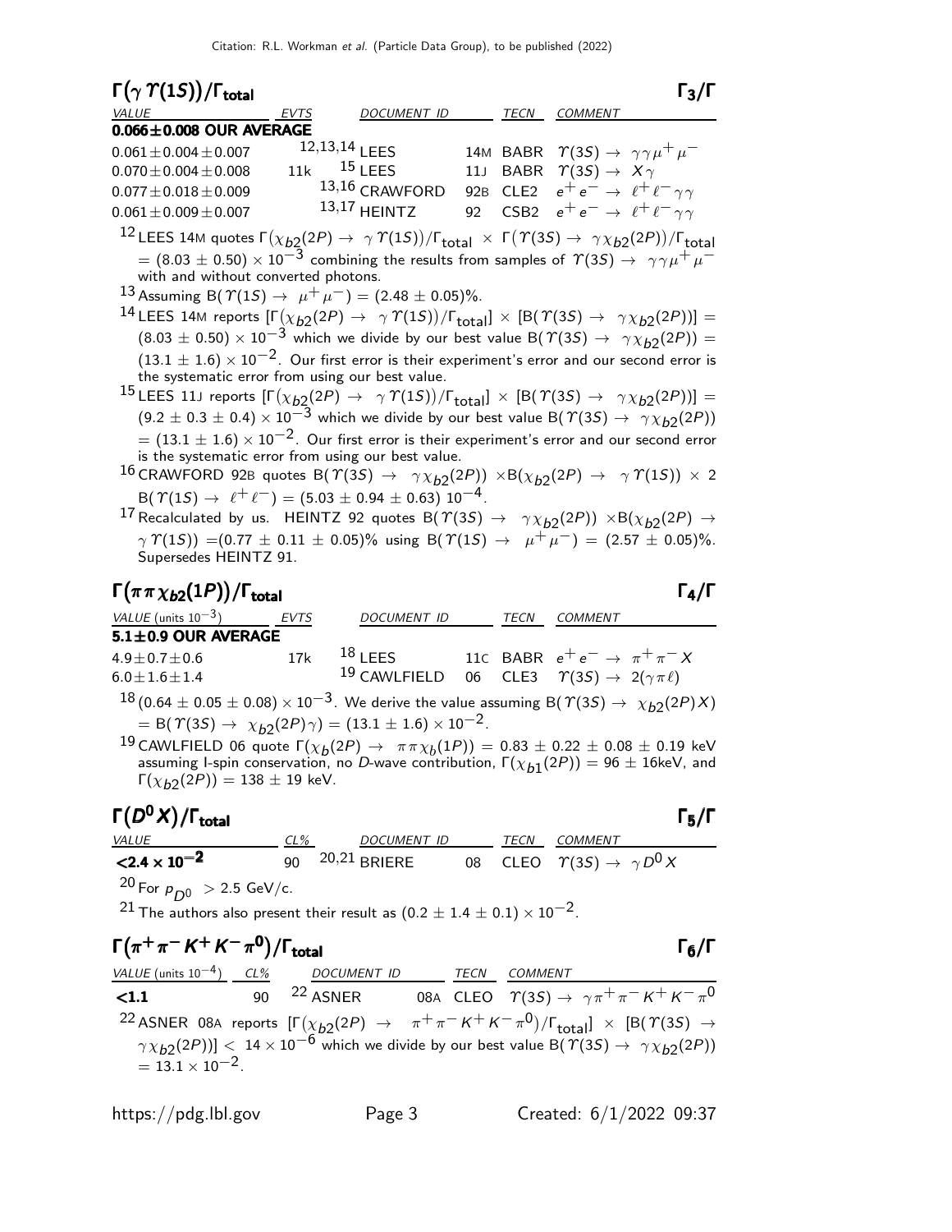## $\Gamma(\gamma\Upsilon(1S))/\Gamma_{total}$ $\Gamma_3/\Gamma$

| VALUE | EVTS | DOCUMENT ID | | TECN | COMMENT |
|---|---|---|---|---|---|
| **0.066±0.008 OUR AVERAGE** | | | | | |
| $0.061\pm0.004\pm0.007$ | | [12,13,14] LEES | 14M | BABR | $\Upsilon(3S)\to\gamma\gamma\mu^+\mu^-$ |
| $0.070\pm0.004\pm0.008$ | 11k | [15] LEES | 11J | BABR | $\Upsilon(3S)\to X\gamma$ |
| $0.077\pm0.018\pm0.009$ | | [13,16] CRAWFORD | 92B | CLE2 | $e^+e^-\to\ell^+\ell^-\gamma\gamma$ |
| $0.061\pm0.009\pm0.007$ | | [13,17] HEINTZ | 92 | CSB2 | $e^+e^-\to\ell^+\ell^-\gamma\gamma$ |

[12] LEES 14M quotes $\Gamma(\chi_{b2}(2P)\to\gamma\Upsilon(1S))/\Gamma_{total}\times\Gamma(\Upsilon(3S)\to\gamma\chi_{b2}(2P))/\Gamma_{total}$ $=(8.03\pm0.50)\times10^{-3}$ combining the results from samples of $\Upsilon(3S)\to\gamma\gamma\mu^+\mu^-$ with and without converted photons.

[13] Assuming $B(\Upsilon(1S)\to\mu^+\mu^-)=(2.48\pm0.05)\%$.

[14] LEES 14M reports $[\Gamma(\chi_{b2}(2P)\to\gamma\Upsilon(1S))/\Gamma_{total}]\times[B(\Upsilon(3S)\to\gamma\chi_{b2}(2P))]=$ $(8.03\pm0.50)\times10^{-3}$ which we divide by our best value $B(\Upsilon(3S)\to\gamma\chi_{b2}(2P))=$ $(13.1\pm1.6)\times10^{-2}$. Our first error is their experiment's error and our second error is the systematic error from using our best value.

[15] LEES 11J reports $[\Gamma(\chi_{b2}(2P)\to\gamma\Upsilon(1S))/\Gamma_{total}]\times[B(\Upsilon(3S)\to\gamma\chi_{b2}(2P))]=$ $(9.2\pm0.3\pm0.4)\times10^{-3}$ which we divide by our best value $B(\Upsilon(3S)\to\gamma\chi_{b2}(2P))$ $=(13.1\pm1.6)\times10^{-2}$. Our first error is their experiment's error and our second error is the systematic error from using our best value.

[16] CRAWFORD 92B quotes $B(\Upsilon(3S)\to\gamma\chi_{b2}(2P))\times B(\chi_{b2}(2P)\to\gamma\Upsilon(1S))\times2$ $B(\Upsilon(1S)\to\ell^+\ell^-)=(5.03\pm0.94\pm0.63)\,10^{-4}$.

[17] Recalculated by us. HEINTZ 92 quotes $B(\Upsilon(3S)\to\gamma\chi_{b2}(2P))\times B(\chi_{b2}(2P)\to$ $\gamma\Upsilon(1S))=(0.77\pm0.11\pm0.05)\%$ using $B(\Upsilon(1S)\to\mu^+\mu^-)=(2.57\pm0.05)\%$. Supersedes HEINTZ 91.

## $\Gamma(\pi\pi\chi_{b2}(1P))/\Gamma_{total}$ $\Gamma_4/\Gamma$

| VALUE (units $10^{-3}$) | EVTS | DOCUMENT ID | | TECN | COMMENT |
|---|---|---|---|---|---|
| **5.1±0.9 OUR AVERAGE** | | | | | |
| $4.9\pm0.7\pm0.6$ | 17k | [18] LEES | 11C | BABR | $e^+e^-\to\pi^+\pi^-X$ |
| $6.0\pm1.6\pm1.4$ | | [19] CAWLFIELD | 06 | CLE3 | $\Upsilon(3S)\to2(\gamma\pi\ell)$ |

[18] $(0.64\pm0.05\pm0.08)\times10^{-3}$. We derive the value assuming $B(\Upsilon(3S)\to\chi_{b2}(2P)X)$ $=B(\Upsilon(3S)\to\chi_{b2}(2P)\gamma)=(13.1\pm1.6)\times10^{-2}$.

[19] CAWLFIELD 06 quote $\Gamma(\chi_b(2P)\to\pi\pi\chi_b(1P))=0.83\pm0.22\pm0.08\pm0.19$ keV assuming I-spin conservation, no D-wave contribution, $\Gamma(\chi_{b1}(2P))=96\pm16$keV, and $\Gamma(\chi_{b2}(2P))=138\pm19$ keV.

## $\Gamma(D^0X)/\Gamma_{total}$ $\Gamma_5/\Gamma$

| VALUE | CL% | DOCUMENT ID | | TECN | COMMENT |
|---|---|---|---|---|---|
| **$<2.4\times10^{-2}$** | 90 | [20,21] BRIERE | 08 | CLEO | $\Upsilon(3S)\to\gamma D^0X$ |

[20] For $p_{D^0}>2.5$ GeV/c.

[21] The authors also present their result as $(0.2\pm1.4\pm0.1)\times10^{-2}$.

## $\Gamma(\pi^+\pi^-K^+K^-\pi^0)/\Gamma_{total}$ $\Gamma_6/\Gamma$

| VALUE (units $10^{-4}$) | CL% | DOCUMENT ID | | TECN | COMMENT |
|---|---|---|---|---|---|
| **<1.1** | 90 | [22] ASNER | 08A | CLEO | $\Upsilon(3S)\to\gamma\pi^+\pi^-K^+K^-\pi^0$ |

[22] ASNER 08A reports $[\Gamma(\chi_{b2}(2P)\to\pi^+\pi^-K^+K^-\pi^0)/\Gamma_{total}]\times[B(\Upsilon(3S)\to$ $\gamma\chi_{b2}(2P))]<14\times10^{-6}$ which we divide by our best value $B(\Upsilon(3S)\to\gamma\chi_{b2}(2P))$ $=13.1\times10^{-2}$.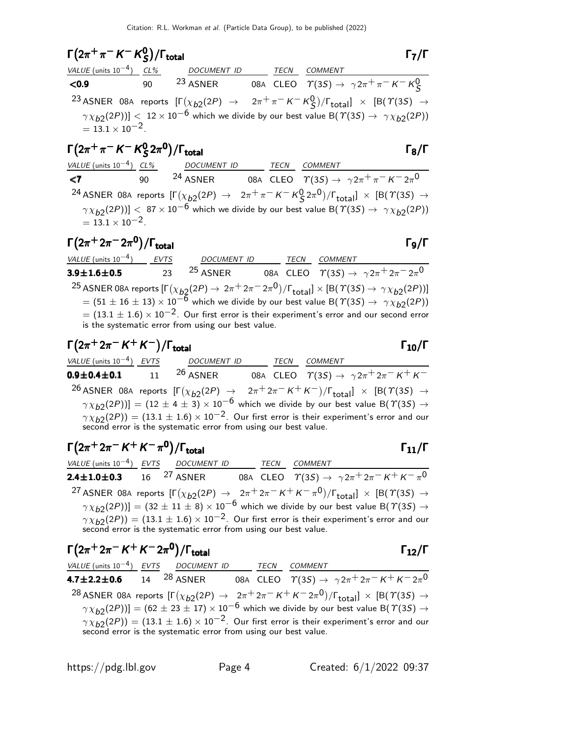### $\Gamma(2\pi^+\pi^-K^-K^0_S)/\Gamma_{\text{total}}$ — $\Gamma_7/\Gamma$

| VALUE (units $10^{-4}$) | CL% | DOCUMENT ID | | TECN | COMMENT |
|---|---|---|---|---|---|
| **<0.9** | 90 | [23] ASNER | 08A | CLEO | $\Upsilon(3S) \to \gamma 2\pi^+\pi^-K^-K^0_S$ |

[23] ASNER 08A reports $[\Gamma(\chi_{b2}(2P) \to 2\pi^+\pi^-K^-K^0_S)/\Gamma_{\text{total}}] \times [B(\Upsilon(3S) \to \gamma\chi_{b2}(2P))] < 12 \times 10^{-6}$ which we divide by our best value $B(\Upsilon(3S) \to \gamma\chi_{b2}(2P)) = 13.1 \times 10^{-2}$.

### $\Gamma(2\pi^+\pi^-K^-K^0_S 2\pi^0)/\Gamma_{\text{total}}$ — $\Gamma_8/\Gamma$

| VALUE (units $10^{-4}$) | CL% | DOCUMENT ID | | TECN | COMMENT |
|---|---|---|---|---|---|
| **<7** | 90 | [24] ASNER | 08A | CLEO | $\Upsilon(3S) \to \gamma 2\pi^+\pi^-K^-2\pi^0$ |

[24] ASNER 08A reports $[\Gamma(\chi_{b2}(2P) \to 2\pi^+\pi^-K^-K^0_S 2\pi^0)/\Gamma_{\text{total}}] \times [B(\Upsilon(3S) \to \gamma\chi_{b2}(2P))] < 87 \times 10^{-6}$ which we divide by our best value $B(\Upsilon(3S) \to \gamma\chi_{b2}(2P)) = 13.1 \times 10^{-2}$.

### $\Gamma(2\pi^+2\pi^-2\pi^0)/\Gamma_{\text{total}}$ — $\Gamma_9/\Gamma$

| VALUE (units $10^{-4}$) | EVTS | DOCUMENT ID | | TECN | COMMENT |
|---|---|---|---|---|---|
| **3.9±1.6±0.5** | 23 | [25] ASNER | 08A | CLEO | $\Upsilon(3S) \to \gamma 2\pi^+2\pi^-2\pi^0$ |

[25] ASNER 08A reports $[\Gamma(\chi_{b2}(2P) \to 2\pi^+2\pi^-2\pi^0)/\Gamma_{\text{total}}] \times [B(\Upsilon(3S) \to \gamma\chi_{b2}(2P))] = (51 \pm 16 \pm 13) \times 10^{-6}$ which we divide by our best value $B(\Upsilon(3S) \to \gamma\chi_{b2}(2P)) = (13.1 \pm 1.6) \times 10^{-2}$. Our first error is their experiment's error and our second error is the systematic error from using our best value.

### $\Gamma(2\pi^+2\pi^-K^+K^-)/\Gamma_{\text{total}}$ — $\Gamma_{10}/\Gamma$

| VALUE (units $10^{-4}$) | EVTS | DOCUMENT ID | | TECN | COMMENT |
|---|---|---|---|---|---|
| **0.9±0.4±0.1** | 11 | [26] ASNER | 08A | CLEO | $\Upsilon(3S) \to \gamma 2\pi^+2\pi^-K^+K^-$ |

[26] ASNER 08A reports $[\Gamma(\chi_{b2}(2P) \to 2\pi^+2\pi^-K^+K^-)/\Gamma_{\text{total}}] \times [B(\Upsilon(3S) \to \gamma\chi_{b2}(2P))] = (12 \pm 4 \pm 3) \times 10^{-6}$ which we divide by our best value $B(\Upsilon(3S) \to \gamma\chi_{b2}(2P)) = (13.1 \pm 1.6) \times 10^{-2}$. Our first error is their experiment's error and our second error is the systematic error from using our best value.

### $\Gamma(2\pi^+2\pi^-K^+K^-\pi^0)/\Gamma_{\text{total}}$ — $\Gamma_{11}/\Gamma$

| VALUE (units $10^{-4}$) | EVTS | DOCUMENT ID | | TECN | COMMENT |
|---|---|---|---|---|---|
| **2.4±1.0±0.3** | 16 | [27] ASNER | 08A | CLEO | $\Upsilon(3S) \to \gamma 2\pi^+2\pi^-K^+K^-\pi^0$ |

[27] ASNER 08A reports $[\Gamma(\chi_{b2}(2P) \to 2\pi^+2\pi^-K^+K^-\pi^0)/\Gamma_{\text{total}}] \times [B(\Upsilon(3S) \to \gamma\chi_{b2}(2P))] = (32 \pm 11 \pm 8) \times 10^{-6}$ which we divide by our best value $B(\Upsilon(3S) \to \gamma\chi_{b2}(2P)) = (13.1 \pm 1.6) \times 10^{-2}$. Our first error is their experiment's error and our second error is the systematic error from using our best value.

### $\Gamma(2\pi^+2\pi^-K^+K^-2\pi^0)/\Gamma_{\text{total}}$ — $\Gamma_{12}/\Gamma$

| VALUE (units $10^{-4}$) | EVTS | DOCUMENT ID | | TECN | COMMENT |
|---|---|---|---|---|---|
| **4.7±2.2±0.6** | 14 | [28] ASNER | 08A | CLEO | $\Upsilon(3S) \to \gamma 2\pi^+2\pi^-K^+K^-2\pi^0$ |

[28] ASNER 08A reports $[\Gamma(\chi_{b2}(2P) \to 2\pi^+2\pi^-K^+K^-2\pi^0)/\Gamma_{\text{total}}] \times [B(\Upsilon(3S) \to \gamma\chi_{b2}(2P))] = (62 \pm 23 \pm 17) \times 10^{-6}$ which we divide by our best value $B(\Upsilon(3S) \to \gamma\chi_{b2}(2P)) = (13.1 \pm 1.6) \times 10^{-2}$. Our first error is their experiment's error and our second error is the systematic error from using our best value.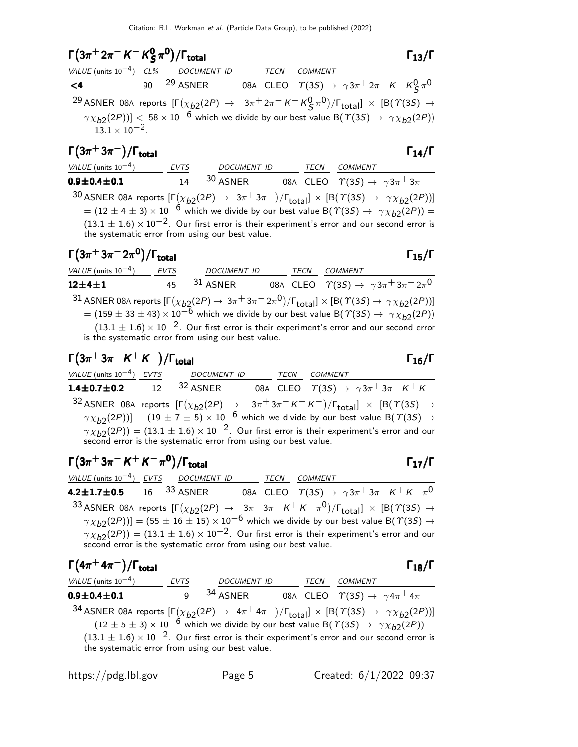## $\Gamma(3\pi^+ 2\pi^- K^- K^0_S \pi^0)/\Gamma_{total}$ $\Gamma_{13}/\Gamma$

| VALUE (units $10^{-4}$) | CL% | DOCUMENT ID | | TECN | COMMENT |
|---|---|---|---|---|---|
| **<4** | 90 | [29] ASNER | 08A | CLEO | $\Upsilon(3S) \to \gamma 3\pi^+ 2\pi^- K^- K^0_S \pi^0$ |

[29] ASNER 08A reports $[\Gamma(\chi_{b2}(2P) \to 3\pi^+ 2\pi^- K^- K^0_S \pi^0)/\Gamma_{total}] \times [B(\Upsilon(3S) \to \gamma \chi_{b2}(2P))] < 58 \times 10^{-6}$ which we divide by our best value $B(\Upsilon(3S) \to \gamma \chi_{b2}(2P)) = 13.1 \times 10^{-2}$.

## $\Gamma(3\pi^+ 3\pi^-)/\Gamma_{total}$ $\Gamma_{14}/\Gamma$

| VALUE (units $10^{-4}$) | EVTS | DOCUMENT ID | | TECN | COMMENT |
|---|---|---|---|---|---|
| **0.9±0.4±0.1** | 14 | [30] ASNER | 08A | CLEO | $\Upsilon(3S) \to \gamma 3\pi^+ 3\pi^-$ |

[30] ASNER 08A reports $[\Gamma(\chi_{b2}(2P) \to 3\pi^+ 3\pi^-)/\Gamma_{total}] \times [B(\Upsilon(3S) \to \gamma \chi_{b2}(2P))] = (12 \pm 4 \pm 3) \times 10^{-6}$ which we divide by our best value $B(\Upsilon(3S) \to \gamma \chi_{b2}(2P)) = (13.1 \pm 1.6) \times 10^{-2}$. Our first error is their experiment's error and our second error is the systematic error from using our best value.

## $\Gamma(3\pi^+ 3\pi^- 2\pi^0)/\Gamma_{total}$ $\Gamma_{15}/\Gamma$

| VALUE (units $10^{-4}$) | EVTS | DOCUMENT ID | | TECN | COMMENT |
|---|---|---|---|---|---|
| **12±4±1** | 45 | [31] ASNER | 08A | CLEO | $\Upsilon(3S) \to \gamma 3\pi^+ 3\pi^- 2\pi^0$ |

[31] ASNER 08A reports $[\Gamma(\chi_{b2}(2P) \to 3\pi^+ 3\pi^- 2\pi^0)/\Gamma_{total}] \times [B(\Upsilon(3S) \to \gamma \chi_{b2}(2P))] = (159 \pm 33 \pm 43) \times 10^{-6}$ which we divide by our best value $B(\Upsilon(3S) \to \gamma \chi_{b2}(2P)) = (13.1 \pm 1.6) \times 10^{-2}$. Our first error is their experiment's error and our second error is the systematic error from using our best value.

## $\Gamma(3\pi^+ 3\pi^- K^+ K^-)/\Gamma_{total}$ $\Gamma_{16}/\Gamma$

| VALUE (units $10^{-4}$) | EVTS | DOCUMENT ID | | TECN | COMMENT |
|---|---|---|---|---|---|
| **1.4±0.7±0.2** | 12 | [32] ASNER | 08A | CLEO | $\Upsilon(3S) \to \gamma 3\pi^+ 3\pi^- K^+ K^-$ |

[32] ASNER 08A reports $[\Gamma(\chi_{b2}(2P) \to 3\pi^+ 3\pi^- K^+ K^-)/\Gamma_{total}] \times [B(\Upsilon(3S) \to \gamma \chi_{b2}(2P))] = (19 \pm 7 \pm 5) \times 10^{-6}$ which we divide by our best value $B(\Upsilon(3S) \to \gamma \chi_{b2}(2P)) = (13.1 \pm 1.6) \times 10^{-2}$. Our first error is their experiment's error and our second error is the systematic error from using our best value.

## $\Gamma(3\pi^+ 3\pi^- K^+ K^- \pi^0)/\Gamma_{total}$ $\Gamma_{17}/\Gamma$

| VALUE (units $10^{-4}$) | EVTS | DOCUMENT ID | | TECN | COMMENT |
|---|---|---|---|---|---|
| **4.2±1.7±0.5** | 16 | [33] ASNER | 08A | CLEO | $\Upsilon(3S) \to \gamma 3\pi^+ 3\pi^- K^+ K^- \pi^0$ |

[33] ASNER 08A reports $[\Gamma(\chi_{b2}(2P) \to 3\pi^+ 3\pi^- K^+ K^- \pi^0)/\Gamma_{total}] \times [B(\Upsilon(3S) \to \gamma \chi_{b2}(2P))] = (55 \pm 16 \pm 15) \times 10^{-6}$ which we divide by our best value $B(\Upsilon(3S) \to \gamma \chi_{b2}(2P)) = (13.1 \pm 1.6) \times 10^{-2}$. Our first error is their experiment's error and our second error is the systematic error from using our best value.

## $\Gamma(4\pi^+ 4\pi^-)/\Gamma_{total}$ $\Gamma_{18}/\Gamma$

| VALUE (units $10^{-4}$) | EVTS | DOCUMENT ID | | TECN | COMMENT |
|---|---|---|---|---|---|
| **0.9±0.4±0.1** | 9 | [34] ASNER | 08A | CLEO | $\Upsilon(3S) \to \gamma 4\pi^+ 4\pi^-$ |

[34] ASNER 08A reports $[\Gamma(\chi_{b2}(2P) \to 4\pi^+ 4\pi^-)/\Gamma_{total}] \times [B(\Upsilon(3S) \to \gamma \chi_{b2}(2P))] = (12 \pm 5 \pm 3) \times 10^{-6}$ which we divide by our best value $B(\Upsilon(3S) \to \gamma \chi_{b2}(2P)) = (13.1 \pm 1.6) \times 10^{-2}$. Our first error is their experiment's error and our second error is the systematic error from using our best value.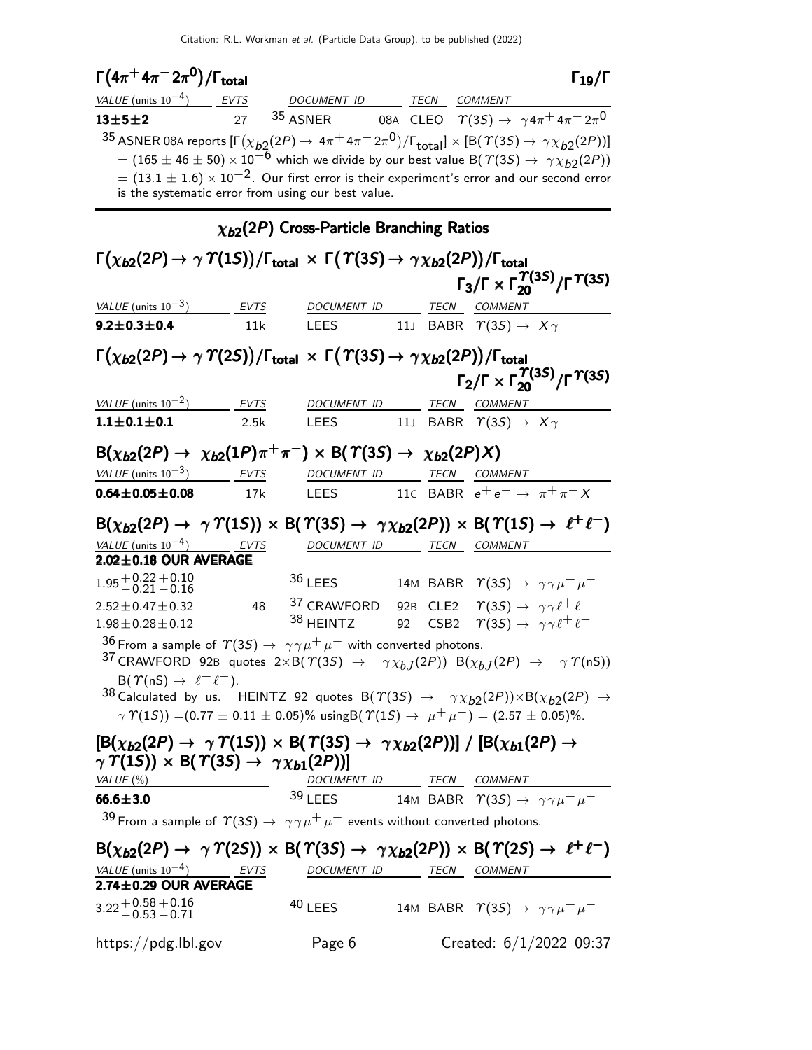### $\Gamma(4\pi^+4\pi^-2\pi^0)/\Gamma_{\rm total}$ — $\Gamma_{19}/\Gamma$

| VALUE (units $10^{-4}$) | EVTS | DOCUMENT ID | | TECN | COMMENT |
|---|---|---|---|---|---|
| **13±5±2** | 27 | [35] ASNER | 08A | CLEO | $\Upsilon(3S) \to \gamma 4\pi^+ 4\pi^- 2\pi^0$ |

[35] ASNER 08A reports $[\Gamma(\chi_{b2}(2P) \to 4\pi^+4\pi^-2\pi^0)/\Gamma_{\rm total}] \times [B(\Upsilon(3S) \to \gamma\chi_{b2}(2P))] = (165 \pm 46 \pm 50) \times 10^{-6}$ which we divide by our best value $B(\Upsilon(3S) \to \gamma\chi_{b2}(2P)) = (13.1 \pm 1.6) \times 10^{-2}$. Our first error is their experiment's error and our second error is the systematic error from using our best value.

## $\chi_{b2}(2P)$ Cross-Particle Branching Ratios

### $\Gamma(\chi_{b2}(2P) \to \gamma\Upsilon(1S))/\Gamma_{\rm total} \times \Gamma(\Upsilon(3S) \to \gamma\chi_{b2}(2P))/\Gamma_{\rm total}$ — $\Gamma_3/\Gamma \times \Gamma_{20}^{\Upsilon(3S)}/\Gamma^{\Upsilon(3S)}$

| VALUE (units $10^{-3}$) | EVTS | DOCUMENT ID | | TECN | COMMENT |
|---|---|---|---|---|---|
| **9.2±0.3±0.4** | 11k | LEES | 11J | BABR | $\Upsilon(3S) \to X\gamma$ |

### $\Gamma(\chi_{b2}(2P) \to \gamma\Upsilon(2S))/\Gamma_{\rm total} \times \Gamma(\Upsilon(3S) \to \gamma\chi_{b2}(2P))/\Gamma_{\rm total}$ — $\Gamma_2/\Gamma \times \Gamma_{20}^{\Upsilon(3S)}/\Gamma^{\Upsilon(3S)}$

| VALUE (units $10^{-2}$) | EVTS | DOCUMENT ID | | TECN | COMMENT |
|---|---|---|---|---|---|
| **1.1±0.1±0.1** | 2.5k | LEES | 11J | BABR | $\Upsilon(3S) \to X\gamma$ |

### $B(\chi_{b2}(2P) \to \chi_{b2}(1P)\pi^+\pi^-) \times B(\Upsilon(3S) \to \chi_{b2}(2P)X)$

| VALUE (units $10^{-3}$) | EVTS | DOCUMENT ID | | TECN | COMMENT |
|---|---|---|---|---|---|
| **0.64±0.05±0.08** | 17k | LEES | 11C | BABR | $e^+e^- \to \pi^+\pi^- X$ |

### $B(\chi_{b2}(2P) \to \gamma\Upsilon(1S)) \times B(\Upsilon(3S) \to \gamma\chi_{b2}(2P)) \times B(\Upsilon(1S) \to \ell^+\ell^-)$

| VALUE (units $10^{-4}$) | EVTS | DOCUMENT ID | | TECN | COMMENT |
|---|---|---|---|---|---|
| **2.02±0.18 OUR AVERAGE** | | | | | |
| $1.95^{+0.22}_{-0.21}{}^{+0.10}_{-0.16}$ | | [36] LEES | 14M | BABR | $\Upsilon(3S) \to \gamma\gamma\mu^+\mu^-$ |
| $2.52 \pm 0.47 \pm 0.32$ | 48 | [37] CRAWFORD | 92B | CLE2 | $\Upsilon(3S) \to \gamma\gamma\ell^+\ell^-$ |
| $1.98 \pm 0.28 \pm 0.12$ | | [38] HEINTZ | 92 | CSB2 | $\Upsilon(3S) \to \gamma\gamma\ell^+\ell^-$ |

[36] From a sample of $\Upsilon(3S) \to \gamma\gamma\mu^+\mu^-$ with converted photons.

[37] CRAWFORD 92B quotes $2\times B(\Upsilon(3S) \to \gamma\chi_{bJ}(2P))\ B(\chi_{bJ}(2P) \to \gamma\Upsilon(nS))\ B(\Upsilon(nS) \to \ell^+\ell^-)$.

[38] Calculated by us. HEINTZ 92 quotes $B(\Upsilon(3S) \to \gamma\chi_{b2}(2P))\times B(\chi_{b2}(2P) \to \gamma\Upsilon(1S)) = (0.77 \pm 0.11 \pm 0.05)\%$ using $B(\Upsilon(1S) \to \mu^+\mu^-) = (2.57 \pm 0.05)\%$.

### $[B(\chi_{b2}(2P) \to \gamma\Upsilon(1S)) \times B(\Upsilon(3S) \to \gamma\chi_{b2}(2P))]$ / $[B(\chi_{b1}(2P) \to \gamma\Upsilon(1S)) \times B(\Upsilon(3S) \to \gamma\chi_{b1}(2P))]$

| VALUE (%) | DOCUMENT ID | | TECN | COMMENT |
|---|---|---|---|---|
| **66.6±3.0** | [39] LEES | 14M | BABR | $\Upsilon(3S) \to \gamma\gamma\mu^+\mu^-$ |

[39] From a sample of $\Upsilon(3S) \to \gamma\gamma\mu^+\mu^-$ events without converted photons.

### $B(\chi_{b2}(2P) \to \gamma\Upsilon(2S)) \times B(\Upsilon(3S) \to \gamma\chi_{b2}(2P)) \times B(\Upsilon(2S) \to \ell^+\ell^-)$

| VALUE (units $10^{-4}$) | EVTS | DOCUMENT ID | | TECN | COMMENT |
|---|---|---|---|---|---|
| **2.74±0.29 OUR AVERAGE** | | | | | |
| $3.22^{+0.58}_{-0.53}{}^{+0.16}_{-0.71}$ | | [40] LEES | 14M | BABR | $\Upsilon(3S) \to \gamma\gamma\mu^+\mu^-$ |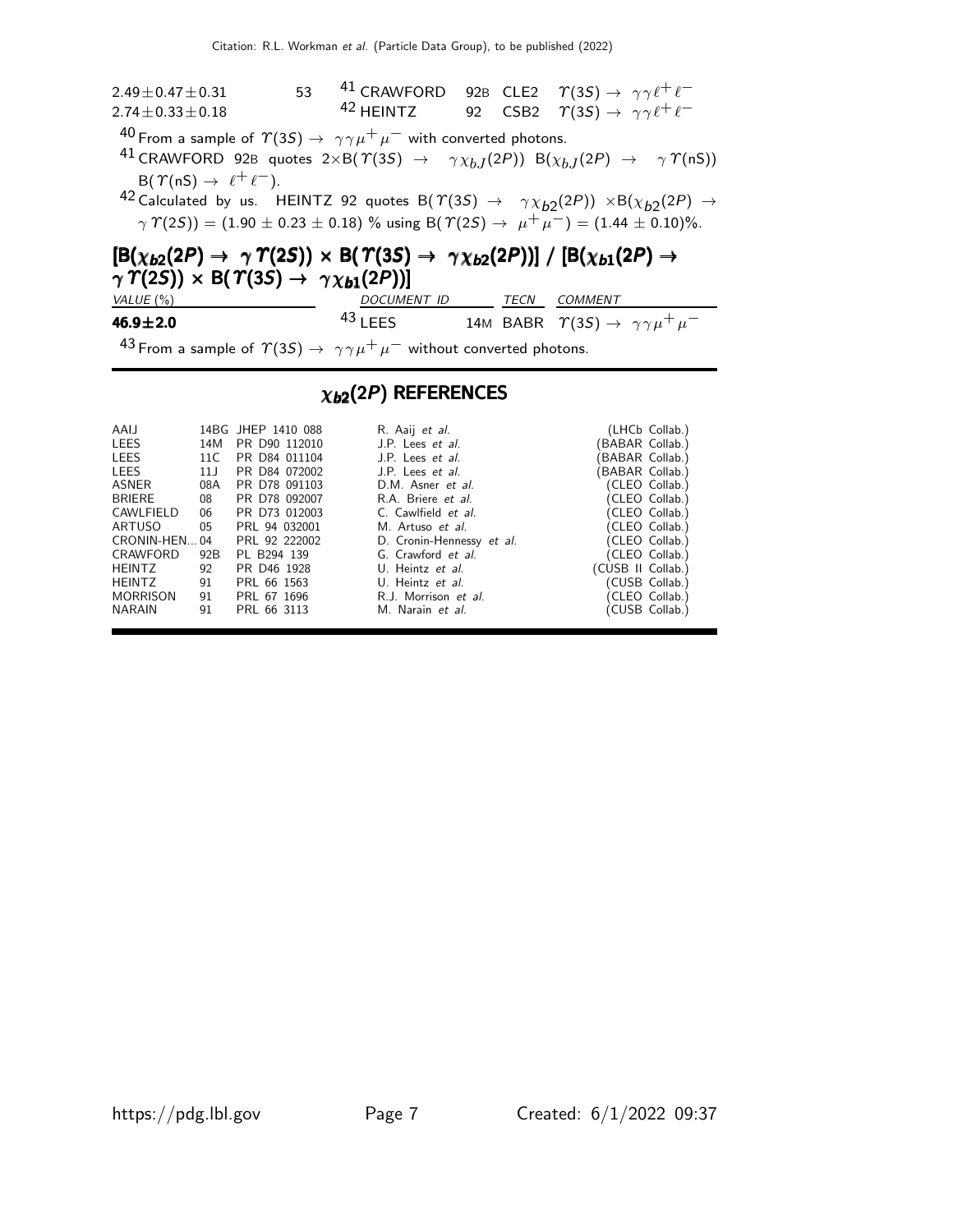| | | | | | |
|---|---|---|---|---|---|
| $2.49 \pm 0.47 \pm 0.31$ | 53 | [41] CRAWFORD | 92B | CLE2 | $\Upsilon(3S) \to \gamma\gamma\ell^+\ell^-$ |
| $2.74 \pm 0.33 \pm 0.18$ | | [42] HEINTZ | 92 | CSB2 | $\Upsilon(3S) \to \gamma\gamma\ell^+\ell^-$ |

[40] From a sample of $\Upsilon(3S) \to \gamma\gamma\mu^+\mu^-$ with converted photons.

[41] CRAWFORD 92B quotes $2 \times \mathrm{B}(\Upsilon(3S) \to \gamma\chi_{bJ}(2P))$ $\mathrm{B}(\chi_{bJ}(2P) \to \gamma\Upsilon(\mathrm{nS}))$ $\mathrm{B}(\Upsilon(\mathrm{nS}) \to \ell^+\ell^-)$.

[42] Calculated by us. HEINTZ 92 quotes $\mathrm{B}(\Upsilon(3S) \to \gamma\chi_{b2}(2P)) \times \mathrm{B}(\chi_{b2}(2P) \to \gamma\Upsilon(2S)) = (1.90 \pm 0.23 \pm 0.18)$ % using $\mathrm{B}(\Upsilon(2S) \to \mu^+\mu^-) = (1.44 \pm 0.10)$%.

### $[\mathrm{B}(\chi_{b2}(2P) \to \gamma\Upsilon(2S)) \times \mathrm{B}(\Upsilon(3S) \to \gamma\chi_{b2}(2P))]$ / $[\mathrm{B}(\chi_{b1}(2P) \to \gamma\Upsilon(2S)) \times \mathrm{B}(\Upsilon(3S) \to \gamma\chi_{b1}(2P))]$

| VALUE (%) | DOCUMENT ID | | TECN | COMMENT |
|---|---|---|---|---|
| **46.9±2.0** | [43] LEES | 14M | BABR | $\Upsilon(3S) \to \gamma\gamma\mu^+\mu^-$ |

[43] From a sample of $\Upsilon(3S) \to \gamma\gamma\mu^+\mu^-$ without converted photons.

## $\chi_{b2}(2P)$ REFERENCES

| | | | | |
|---|---|---|---|---|
| AAIJ | 14BG | JHEP 1410 088 | R. Aaij *et al.* | (LHCb Collab.) |
| LEES | 14M | PR D90 112010 | J.P. Lees *et al.* | (BABAR Collab.) |
| LEES | 11C | PR D84 011104 | J.P. Lees *et al.* | (BABAR Collab.) |
| LEES | 11J | PR D84 072002 | J.P. Lees *et al.* | (BABAR Collab.) |
| ASNER | 08A | PR D78 091103 | D.M. Asner *et al.* | (CLEO Collab.) |
| BRIERE | 08 | PR D78 092007 | R.A. Briere *et al.* | (CLEO Collab.) |
| CAWLFIELD | 06 | PR D73 012003 | C. Cawlfield *et al.* | (CLEO Collab.) |
| ARTUSO | 05 | PRL 94 032001 | M. Artuso *et al.* | (CLEO Collab.) |
| CRONIN-HEN... | 04 | PRL 92 222002 | D. Cronin-Hennessy *et al.* | (CLEO Collab.) |
| CRAWFORD | 92B | PL B294 139 | G. Crawford *et al.* | (CLEO Collab.) |
| HEINTZ | 92 | PR D46 1928 | U. Heintz *et al.* | (CUSB II Collab.) |
| HEINTZ | 91 | PRL 66 1563 | U. Heintz *et al.* | (CUSB Collab.) |
| MORRISON | 91 | PRL 67 1696 | R.J. Morrison *et al.* | (CLEO Collab.) |
| NARAIN | 91 | PRL 66 3113 | M. Narain *et al.* | (CUSB Collab.) |